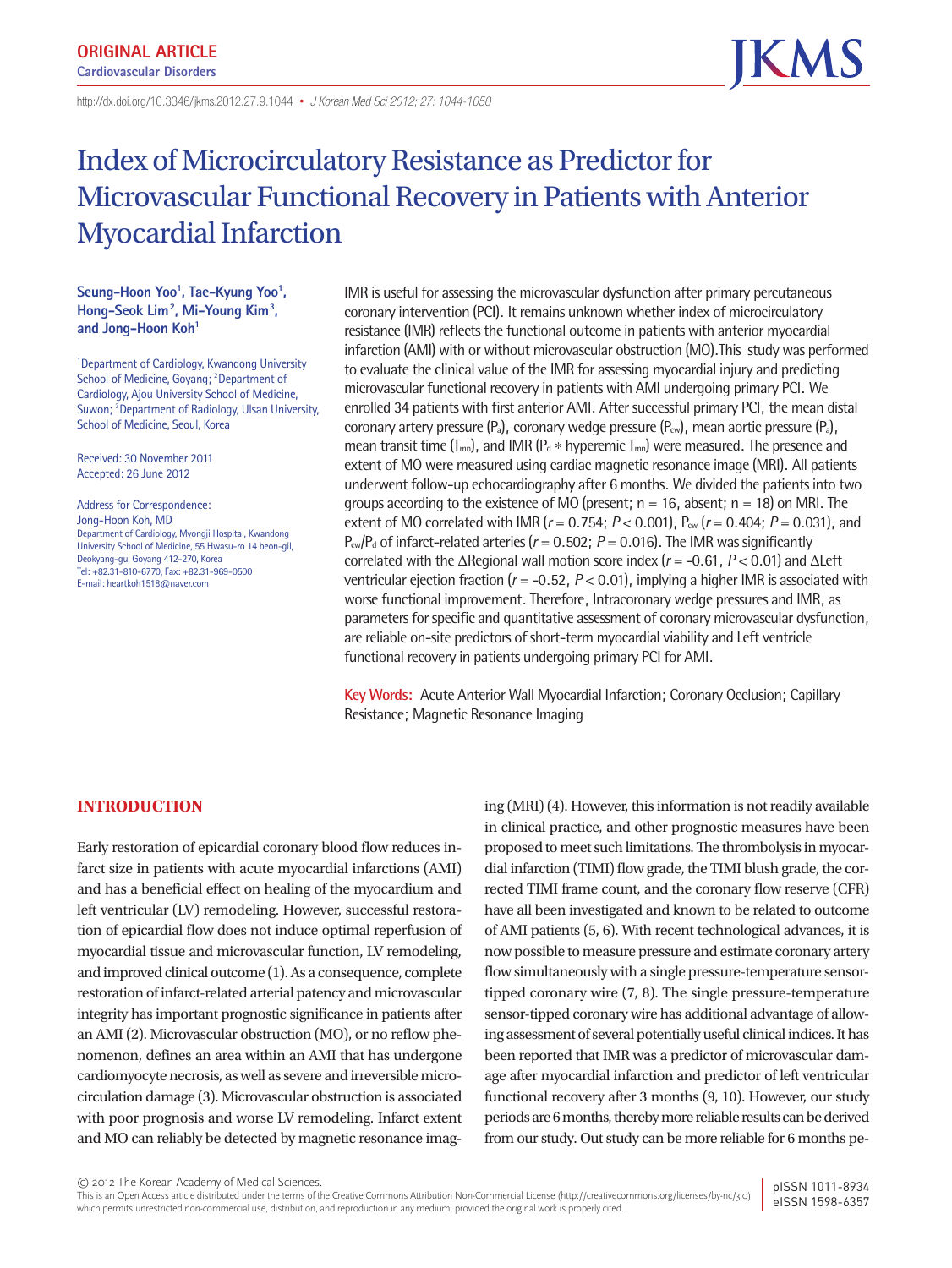ORIGINAL ARTICLE
Cardiovascular Disorders

http://dx.doi.org/10.3346/jkms.2012.27.9.1044 • *J Korean Med Sci 2012; 27: 1044-1050*

# Index of Microcirculatory Resistance as Predictor for Microvascular Functional Recovery in Patients with Anterior Myocardial Infarction

**Seung-Hoon Yoo[1], Tae-Kyung Yoo[1], Hong-Seok Lim[2], Mi-Young Kim[3], and Jong-Hoon Koh[1]**

[1]Department of Cardiology, Kwandong University School of Medicine, Goyang; [2]Department of Cardiology, Ajou University School of Medicine, Suwon; [3]Department of Radiology, Ulsan University, School of Medicine, Seoul, Korea

Received: 30 November 2011
Accepted: 26 June 2012

Address for Correspondence:
Jong-Hoon Koh, MD
Department of Cardiology, Myongji Hospital, Kwandong University School of Medicine, 55 Hwasu-ro 14 beon-gil, Deokyang-gu, Goyang 412-270, Korea
Tel: +82.31-810-6770, Fax: +82.31-969-0500
E-mail: heartkoh1518@naver.com

IMR is useful for assessing the microvascular dysfunction after primary percutaneous coronary intervention (PCI). It remains unknown whether index of microcirculatory resistance (IMR) reflects the functional outcome in patients with anterior myocardial infarction (AMI) with or without microvascular obstruction (MO).This study was performed to evaluate the clinical value of the IMR for assessing myocardial injury and predicting microvascular functional recovery in patients with AMI undergoing primary PCI. We enrolled 34 patients with first anterior AMI. After successful primary PCI, the mean distal coronary artery pressure ($P_d$), coronary wedge pressure ($P_{cw}$), mean aortic pressure ($P_a$), mean transit time ($T_{mn}$), and IMR ($P_d$ * hyperemic $T_{mn}$) were measured. The presence and extent of MO were measured using cardiac magnetic resonance image (MRI). All patients underwent follow-up echocardiography after 6 months. We divided the patients into two groups according to the existence of MO (present; n = 16, absent; n = 18) on MRI. The extent of MO correlated with IMR ($r$ = 0.754; $P$ < 0.001), $P_{cw}$ ($r$ = 0.404; $P$ = 0.031), and $P_{cw}/P_d$ of infarct-related arteries ($r$ = 0.502; $P$ = 0.016). The IMR was significantly correlated with the ΔRegional wall motion score index ($r$ = -0.61, $P$ < 0.01) and ΔLeft ventricular ejection fraction ($r$ = -0.52, $P$ < 0.01), implying a higher IMR is associated with worse functional improvement. Therefore, Intracoronary wedge pressures and IMR, as parameters for specific and quantitative assessment of coronary microvascular dysfunction, are reliable on-site predictors of short-term myocardial viability and Left ventricle functional recovery in patients undergoing primary PCI for AMI.

**Key Words:** Acute Anterior Wall Myocardial Infarction; Coronary Occlusion; Capillary Resistance; Magnetic Resonance Imaging

## INTRODUCTION

Early restoration of epicardial coronary blood flow reduces infarct size in patients with acute myocardial infarctions (AMI) and has a beneficial effect on healing of the myocardium and left ventricular (LV) remodeling. However, successful restoration of epicardial flow does not induce optimal reperfusion of myocardial tissue and microvascular function, LV remodeling, and improved clinical outcome (1). As a consequence, complete restoration of infarct-related arterial patency and microvascular integrity has important prognostic significance in patients after an AMI (2). Microvascular obstruction (MO), or no reflow phenomenon, defines an area within an AMI that has undergone cardiomyocyte necrosis, as well as severe and irreversible microcirculation damage (3). Microvascular obstruction is associated with poor prognosis and worse LV remodeling. Infarct extent and MO can reliably be detected by magnetic resonance imaging (MRI) (4). However, this information is not readily available in clinical practice, and other prognostic measures have been proposed to meet such limitations. The thrombolysis in myocardial infarction (TIMI) flow grade, the TIMI blush grade, the corrected TIMI frame count, and the coronary flow reserve (CFR) have all been investigated and known to be related to outcome of AMI patients (5, 6). With recent technological advances, it is now possible to measure pressure and estimate coronary artery flow simultaneously with a single pressure-temperature sensor-tipped coronary wire (7, 8). The single pressure-temperature sensor-tipped coronary wire has additional advantage of allowing assessment of several potentially useful clinical indices. It has been reported that IMR was a predictor of microvascular damage after myocardial infarction and predictor of left ventricular functional recovery after 3 months (9, 10). However, our study periods are 6 months, thereby more reliable results can be derived from our study. Out study can be more reliable for 6 months pe-

© 2012 The Korean Academy of Medical Sciences.
This is an Open Access article distributed under the terms of the Creative Commons Attribution Non-Commercial License (http://creativecommons.org/licenses/by-nc/3.0) which permits unrestricted non-commercial use, distribution, and reproduction in any medium, provided the original work is properly cited.

pISSN 1011-8934
eISSN 1598-6357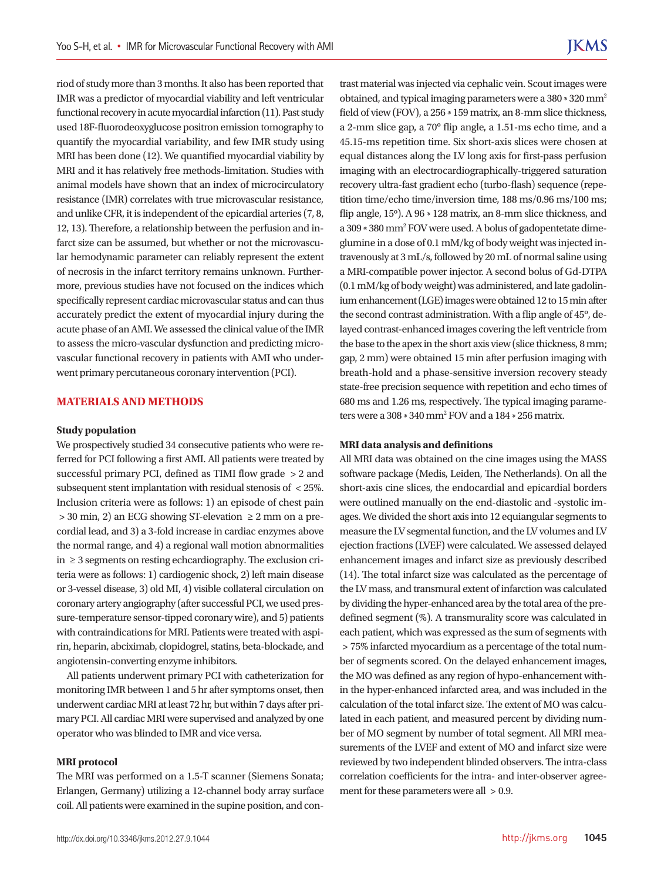riod of study more than 3 months. It also has been reported that IMR was a predictor of myocardial viability and left ventricular functional recovery in acute myocardial infarction (11). Past study used 18F-fluorodeoxyglucose positron emission tomography to quantify the myocardial variability, and few IMR study using MRI has been done (12). We quantified myocardial viability by MRI and it has relatively free methods-limitation. Studies with animal models have shown that an index of microcirculatory resistance (IMR) correlates with true microvascular resistance, and unlike CFR, it is independent of the epicardial arteries (7, 8, 12, 13). Therefore, a relationship between the perfusion and infarct size can be assumed, but whether or not the microvascular hemodynamic parameter can reliably represent the extent of necrosis in the infarct territory remains unknown. Furthermore, previous studies have not focused on the indices which specifically represent cardiac microvascular status and can thus accurately predict the extent of myocardial injury during the acute phase of an AMI. We assessed the clinical value of the IMR to assess the micro-vascular dysfunction and predicting microvascular functional recovery in patients with AMI who underwent primary percutaneous coronary intervention (PCI).

## MATERIALS AND METHODS

### Study population

We prospectively studied 34 consecutive patients who were referred for PCI following a first AMI. All patients were treated by successful primary PCI, defined as TIMI flow grade $> 2$ and subsequent stent implantation with residual stenosis of $< 25\%$. Inclusion criteria were as follows: 1) an episode of chest pain $> 30$ min, 2) an ECG showing ST-elevation $\geq 2$ mm on a precordial lead, and 3) a 3-fold increase in cardiac enzymes above the normal range, and 4) a regional wall motion abnormalities in $\geq 3$ segments on resting echcardiography. The exclusion criteria were as follows: 1) cardiogenic shock, 2) left main disease or 3-vessel disease, 3) old MI, 4) visible collateral circulation on coronary artery angiography (after successful PCI, we used pressure-temperature sensor-tipped coronary wire), and 5) patients with contraindications for MRI. Patients were treated with aspirin, heparin, abciximab, clopidogrel, statins, beta-blockade, and angiotensin-converting enzyme inhibitors.

All patients underwent primary PCI with catheterization for monitoring IMR between 1 and 5 hr after symptoms onset, then underwent cardiac MRI at least 72 hr, but within 7 days after primary PCI. All cardiac MRI were supervised and analyzed by one operator who was blinded to IMR and vice versa.

### MRI protocol

The MRI was performed on a 1.5-T scanner (Siemens Sonata; Erlangen, Germany) utilizing a 12-channel body array surface coil. All patients were examined in the supine position, and contrast material was injected via cephalic vein. Scout images were obtained, and typical imaging parameters were a 380 * 320 $mm^2$ field of view (FOV), a 256 * 159 matrix, an 8-mm slice thickness, a 2-mm slice gap, a 70° flip angle, a 1.51-ms echo time, and a 45.15-ms repetition time. Six short-axis slices were chosen at equal distances along the LV long axis for first-pass perfusion imaging with an electrocardiographically-triggered saturation recovery ultra-fast gradient echo (turbo-flash) sequence (repetition time/echo time/inversion time, 188 ms/0.96 ms/100 ms; flip angle, 15°). A 96 * 128 matrix, an 8-mm slice thickness, and a 309 * 380 $mm^2$ FOV were used. A bolus of gadopentetate dimeglumine in a dose of 0.1 mM/kg of body weight was injected intravenously at 3 mL/s, followed by 20 mL of normal saline using a MRI-compatible power injector. A second bolus of Gd-DTPA (0.1 mM/kg of body weight) was administered, and late gadolinium enhancement (LGE) images were obtained 12 to 15 min after the second contrast administration. With a flip angle of 45°, delayed contrast-enhanced images covering the left ventricle from the base to the apex in the short axis view (slice thickness, 8 mm; gap, 2 mm) were obtained 15 min after perfusion imaging with breath-hold and a phase-sensitive inversion recovery steady state-free precision sequence with repetition and echo times of 680 ms and 1.26 ms, respectively. The typical imaging parameters were a 308 * 340 $mm^2$ FOV and a 184 * 256 matrix.

### MRI data analysis and definitions

All MRI data was obtained on the cine images using the MASS software package (Medis, Leiden, The Netherlands). On all the short-axis cine slices, the endocardial and epicardial borders were outlined manually on the end-diastolic and -systolic images. We divided the short axis into 12 equiangular segments to measure the LV segmental function, and the LV volumes and LV ejection fractions (LVEF) were calculated. We assessed delayed enhancement images and infarct size as previously described (14). The total infarct size was calculated as the percentage of the LV mass, and transmural extent of infarction was calculated by dividing the hyper-enhanced area by the total area of the predefined segment (%). A transmurality score was calculated in each patient, which was expressed as the sum of segments with $> 75\%$ infarcted myocardium as a percentage of the total number of segments scored. On the delayed enhancement images, the MO was defined as any region of hypo-enhancement within the hyper-enhanced infarcted area, and was included in the calculation of the total infarct size. The extent of MO was calculated in each patient, and measured percent by dividing number of MO segment by number of total segment. All MRI measurements of the LVEF and extent of MO and infarct size were reviewed by two independent blinded observers. The intra-class correlation coefficients for the intra- and inter-observer agreement for these parameters were all $> 0.9$.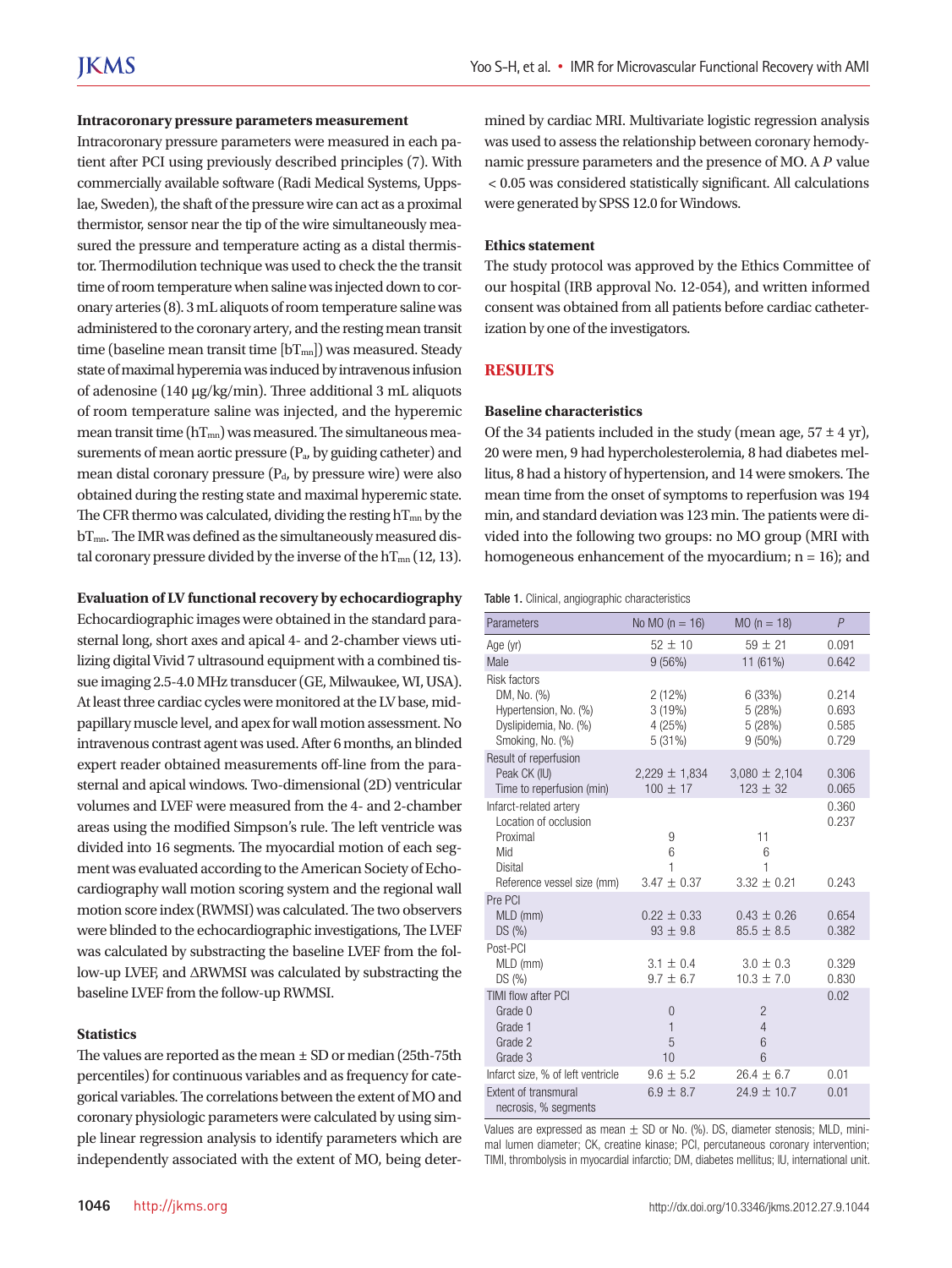**Intracoronary pressure parameters measurement**

Intracoronary pressure parameters were measured in each patient after PCI using previously described principles (7). With commercially available software (Radi Medical Systems, Uppslae, Sweden), the shaft of the pressure wire can act as a proximal thermistor, sensor near the tip of the wire simultaneously measured the pressure and temperature acting as a distal thermistor. Thermodilution technique was used to check the the transit time of room temperature when saline was injected down to coronary arteries (8). 3 mL aliquots of room temperature saline was administered to the coronary artery, and the resting mean transit time (baseline mean transit time [$bT_{mn}$]) was measured. Steady state of maximal hyperemia was induced by intravenous infusion of adenosine (140 µg/kg/min). Three additional 3 mL aliquots of room temperature saline was injected, and the hyperemic mean transit time ($hT_{mn}$) was measured. The simultaneous measurements of mean aortic pressure ($P_a$, by guiding catheter) and mean distal coronary pressure ($P_d$, by pressure wire) were also obtained during the resting state and maximal hyperemic state. The CFR thermo was calculated, dividing the resting $hT_{mn}$ by the $bT_{mn}$. The IMR was defined as the simultaneously measured distal coronary pressure divided by the inverse of the $hT_{mn}$ (12, 13).

**Evaluation of LV functional recovery by echocardiography**

Echocardiographic images were obtained in the standard parasternal long, short axes and apical 4- and 2-chamber views utilizing digital Vivid 7 ultrasound equipment with a combined tissue imaging 2.5-4.0 MHz transducer (GE, Milwaukee, WI, USA). At least three cardiac cycles were monitored at the LV base, midpapillary muscle level, and apex for wall motion assessment. No intravenous contrast agent was used. After 6 months, an blinded expert reader obtained measurements off-line from the parasternal and apical windows. Two-dimensional (2D) ventricular volumes and LVEF were measured from the 4- and 2-chamber areas using the modified Simpson's rule. The left ventricle was divided into 16 segments. The myocardial motion of each segment was evaluated according to the American Society of Echocardiography wall motion scoring system and the regional wall motion score index (RWMSI) was calculated. The two observers were blinded to the echocardiographic investigations, The LVEF was calculated by substracting the baseline LVEF from the follow-up LVEF, and ΔRWMSI was calculated by substracting the baseline LVEF from the follow-up RWMSI.

**Statistics**

The values are reported as the mean ± SD or median (25th-75th percentiles) for continuous variables and as frequency for categorical variables. The correlations between the extent of MO and coronary physiologic parameters were calculated by using simple linear regression analysis to identify parameters which are independently associated with the extent of MO, being determined by cardiac MRI. Multivariate logistic regression analysis was used to assess the relationship between coronary hemodynamic pressure parameters and the presence of MO. A *P* value < 0.05 was considered statistically significant. All calculations were generated by SPSS 12.0 for Windows.

**Ethics statement**

The study protocol was approved by the Ethics Committee of our hospital (IRB approval No. 12-054), and written informed consent was obtained from all patients before cardiac catheterization by one of the investigators.

## RESULTS

**Baseline characteristics**

Of the 34 patients included in the study (mean age, 57 ± 4 yr), 20 were men, 9 had hypercholesterolemia, 8 had diabetes mellitus, 8 had a history of hypertension, and 14 were smokers. The mean time from the onset of symptoms to reperfusion was 194 min, and standard deviation was 123 min. The patients were divided into the following two groups: no MO group (MRI with homogeneous enhancement of the myocardium; n = 16); and

Table 1. Clinical, angiographic characteristics

| Parameters | No MO (n = 16) | MO (n = 18) | *P* |
|---|---|---|---|
| Age (yr) | 52 ± 10 | 59 ± 21 | 0.091 |
| Male | 9 (56%) | 11 (61%) | 0.642 |
| Risk factors | | | |
| DM, No. (%) | 2 (12%) | 6 (33%) | 0.214 |
| Hypertension, No. (%) | 3 (19%) | 5 (28%) | 0.693 |
| Dyslipidemia, No. (%) | 4 (25%) | 5 (28%) | 0.585 |
| Smoking, No. (%) | 5 (31%) | 9 (50%) | 0.729 |
| Result of reperfusion | | | |
| Peak CK (IU) | 2,229 ± 1,834 | 3,080 ± 2,104 | 0.306 |
| Time to reperfusion (min) | 100 ± 17 | 123 ± 32 | 0.065 |
| Infarct-related artery | | | 0.360 |
| Location of occlusion | | | 0.237 |
| Proximal | 9 | 11 | |
| Mid | 6 | 6 | |
| Disital | 1 | 1 | |
| Reference vessel size (mm) | 3.47 ± 0.37 | 3.32 ± 0.21 | 0.243 |
| Pre PCI | | | |
| MLD (mm) | 0.22 ± 0.33 | 0.43 ± 0.26 | 0.654 |
| DS (%) | 93 ± 9.8 | 85.5 ± 8.5 | 0.382 |
| Post-PCI | | | |
| MLD (mm) | 3.1 ± 0.4 | 3.0 ± 0.3 | 0.329 |
| DS (%) | 9.7 ± 6.7 | 10.3 ± 7.0 | 0.830 |
| TIMI flow after PCI | | | 0.02 |
| Grade 0 | 0 | 2 | |
| Grade 1 | 1 | 4 | |
| Grade 2 | 5 | 6 | |
| Grade 3 | 10 | 6 | |
| Infarct size, % of left ventricle | 9.6 ± 5.2 | 26.4 ± 6.7 | 0.01 |
| Extent of transmural necrosis, % segments | 6.9 ± 8.7 | 24.9 ± 10.7 | 0.01 |

Values are expressed as mean ± SD or No. (%). DS, diameter stenosis; MLD, minimal lumen diameter; CK, creatine kinase; PCI, percutaneous coronary intervention; TIMI, thrombolysis in myocardial infarctio; DM, diabetes mellitus; IU, international unit.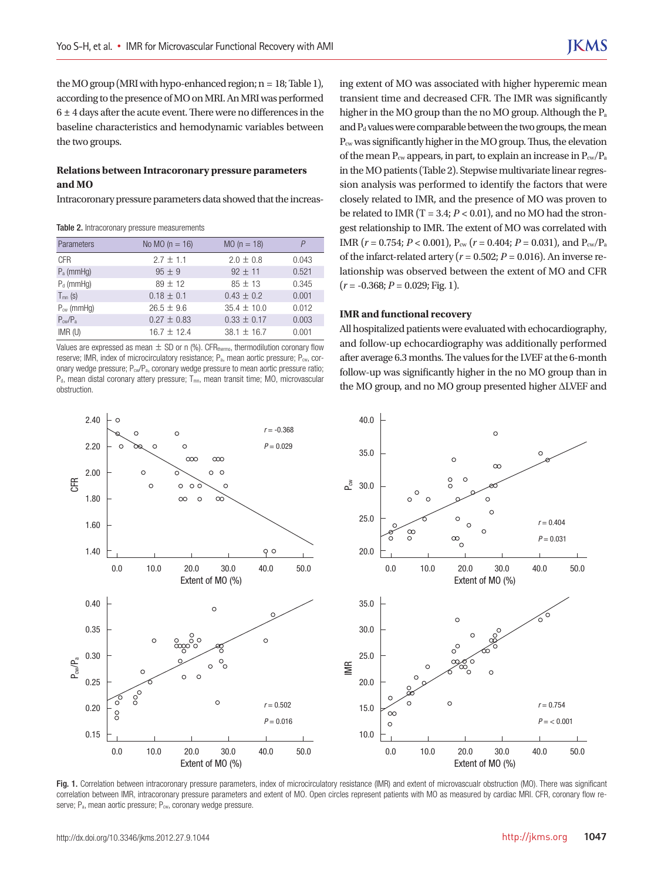the MO group (MRI with hypo-enhanced region; n = 18; Table 1), according to the presence of MO on MRI. An MRI was performed 6 ± 4 days after the acute event. There were no differences in the baseline characteristics and hemodynamic variables between the two groups.

### Relations between Intracoronary pressure parameters and MO

Intracoronary pressure parameters data showed that the increasing extent of MO was associated with higher hyperemic mean transient time and decreased CFR. The IMR was significantly higher in the MO group than the no MO group. Although the $P_a$ and $P_d$ values were comparable between the two groups, the mean $P_{cw}$ was significantly higher in the MO group. Thus, the elevation of the mean $P_{cw}$ appears, in part, to explain an increase in $P_{cw}/P_a$ in the MO patients (Table 2). Stepwise multivariate linear regression analysis was performed to identify the factors that were closely related to IMR, and the presence of MO was proven to be related to IMR (T = 3.4; $P < 0.01$), and no MO had the strongest relationship to IMR. The extent of MO was correlated with IMR ($r = 0.754$; $P < 0.001$), $P_{cw}$ ($r = 0.404$; $P = 0.031$), and $P_{cw}/P_a$ of the infarct-related artery ($r = 0.502$; $P = 0.016$). An inverse relationship was observed between the extent of MO and CFR ($r = -0.368$; $P = 0.029$; Fig. 1).

**Table 2.** Intracoronary pressure measurements

| Parameters | No MO (n = 16) | MO (n = 18) | *P* |
|---|---|---|---|
| CFR | 2.7 ± 1.1 | 2.0 ± 0.8 | 0.043 |
| $P_a$ (mmHg) | 95 ± 9 | 92 ± 11 | 0.521 |
| $P_d$ (mmHg) | 89 ± 12 | 85 ± 13 | 0.345 |
| $T_{mn}$ (s) | 0.18 ± 0.1 | 0.43 ± 0.2 | 0.001 |
| $P_{cw}$ (mmHg) | 26.5 ± 9.6 | 35.4 ± 10.0 | 0.012 |
| $P_{cw}/P_a$ | 0.27 ± 0.83 | 0.33 ± 0.17 | 0.003 |
| IMR (U) | 16.7 ± 12.4 | 38.1 ± 16.7 | 0.001 |

Values are expressed as mean ± SD or n (%). $CFR_{thermo}$, thermodilution coronary flow reserve; IMR, index of microcirculatory resistance; $P_a$, mean aortic pressure; $P_{cw}$, coronary wedge pressure; $P_{cw}/P_a$, coronary wedge pressure to mean aortic pressure ratio; $P_d$, mean distal coronary attery pressure; $T_{mn}$, mean transit time; MO, microvascular obstruction.

### IMR and functional recovery

All hospitalized patients were evaluated with echocardiography, and follow-up echocardiography was additionally performed after average 6.3 months. The values for the LVEF at the 6-month follow-up was significantly higher in the no MO group than in the MO group, and no MO group presented higher ΔLVEF and

**Fig. 1.** Correlation between intracoronary pressure parameters, index of microcirculatory resistance (IMR) and extent of microvascualr obstruction (MO). There was significant correlation between IMR, intracoronary pressure parameters and extent of MO. Open circles represent patients with MO as measured by cardiac MRI. CFR, coronary flow reserve; $P_a$, mean aortic pressure; $P_{cw}$, coronary wedge pressure.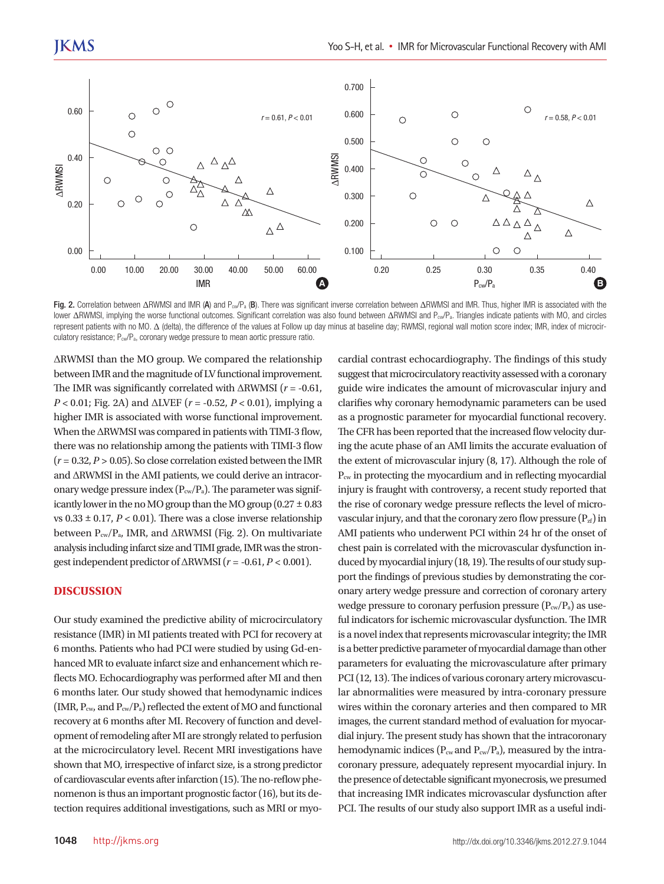Fig. 2. Correlation between ΔRWMSI and IMR (**A**) and $P_{cw}/P_a$ (**B**). There was significant inverse correlation between ΔRWMSI and IMR. Thus, higher IMR is associated with the lower ΔRWMSI, implying the worse functional outcomes. Significant correlation was also found between ΔRWMSI and $P_{cw}/P_a$. Triangles indicate patients with MO, and circles represent patients with no MO. Δ (delta), the difference of the values at Follow up day minus at baseline day; RWMSI, regional wall motion score index; IMR, index of microcirculatory resistance; $P_{cw}/P_a$, coronary wedge pressure to mean aortic pressure ratio.

ΔRWMSI than the MO group. We compared the relationship between IMR and the magnitude of LV functional improvement. The IMR was significantly correlated with ΔRWMSI ($r$ = -0.61, $P$ < 0.01; Fig. 2A) and ΔLVEF ($r$ = -0.52, $P$ < 0.01), implying a higher IMR is associated with worse functional improvement. When the ΔRWMSI was compared in patients with TIMI-3 flow, there was no relationship among the patients with TIMI-3 flow ($r$ = 0.32, $P$ > 0.05). So close correlation existed between the IMR and ΔRWMSI in the AMI patients, we could derive an intracoronary wedge pressure index ($P_{cw}/P_a$). The parameter was significantly lower in the no MO group than the MO group (0.27 ± 0.83 vs 0.33 ± 0.17, $P$ < 0.01). There was a close inverse relationship between $P_{cw}/P_a$, IMR, and ΔRWMSI (Fig. 2). On multivariate analysis including infarct size and TIMI grade, IMR was the strongest independent predictor of ΔRWMSI ($r$ = -0.61, $P$ < 0.001).

## DISCUSSION

Our study examined the predictive ability of microcirculatory resistance (IMR) in MI patients treated with PCI for recovery at 6 months. Patients who had PCI were studied by using Gd-enhanced MR to evaluate infarct size and enhancement which reflects MO. Echocardiography was performed after MI and then 6 months later. Our study showed that hemodynamic indices (IMR, $P_{cw}$, and $P_{cw}/P_a$) reflected the extent of MO and functional recovery at 6 months after MI. Recovery of function and development of remodeling after MI are strongly related to perfusion at the microcirculatory level. Recent MRI investigations have shown that MO, irrespective of infarct size, is a strong predictor of cardiovascular events after infarction (15). The no-reflow phenomenon is thus an important prognostic factor (16), but its detection requires additional investigations, such as MRI or myocardial contrast echocardiography. The findings of this study suggest that microcirculatory reactivity assessed with a coronary guide wire indicates the amount of microvascular injury and clarifies why coronary hemodynamic parameters can be used as a prognostic parameter for myocardial functional recovery. The CFR has been reported that the increased flow velocity during the acute phase of an AMI limits the accurate evaluation of the extent of microvascular injury (8, 17). Although the role of $P_{cw}$ in protecting the myocardium and in reflecting myocardial injury is fraught with controversy, a recent study reported that the rise of coronary wedge pressure reflects the level of microvascular injury, and that the coronary zero flow pressure ($P_{zf}$) in AMI patients who underwent PCI within 24 hr of the onset of chest pain is correlated with the microvascular dysfunction induced by myocardial injury (18, 19). The results of our study support the findings of previous studies by demonstrating the coronary artery wedge pressure and correction of coronary artery wedge pressure to coronary perfusion pressure ($P_{cw}/P_a$) as useful indicators for ischemic microvascular dysfunction. The IMR is a novel index that represents microvascular integrity; the IMR is a better predictive parameter of myocardial damage than other parameters for evaluating the microvasculature after primary PCI (12, 13). The indices of various coronary artery microvascular abnormalities were measured by intra-coronary pressure wires within the coronary arteries and then compared to MR images, the current standard method of evaluation for myocardial injury. The present study has shown that the intracoronary hemodynamic indices ($P_{cw}$ and $P_{cw}/P_a$), measured by the intracoronary pressure, adequately represent myocardial injury. In the presence of detectable significant myonecrosis, we presumed that increasing IMR indicates microvascular dysfunction after PCI. The results of our study also support IMR as a useful indi-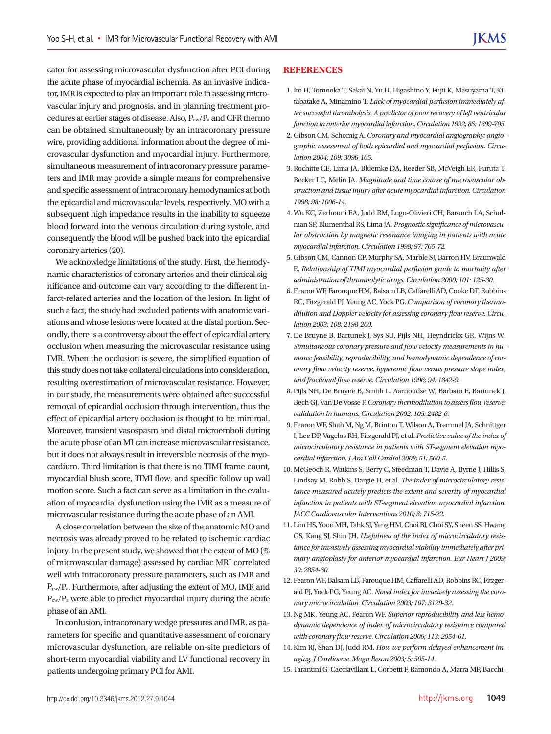cator for assessing microvascular dysfunction after PCI during the acute phase of myocardial ischemia. As an invasive indicator, IMR is expected to play an important role in assessing microvascular injury and prognosis, and in planning treatment procedures at earlier stages of disease. Also, $P_{cw}/P_a$ and CFR thermo can be obtained simultaneously by an intracoronary pressure wire, providing additional information about the degree of microvascular dysfunction and myocardial injury. Furthermore, simultaneous measurement of intracoronary pressure parameters and IMR may provide a simple means for comprehensive and specific assessment of intracoronary hemodynamics at both the epicardial and microvascular levels, respectively. MO with a subsequent high impedance results in the inability to squeeze blood forward into the venous circulation during systole, and consequently the blood will be pushed back into the epicardial coronary arteries (20).

We acknowledge limitations of the study. First, the hemodynamic characteristics of coronary arteries and their clinical significance and outcome can vary according to the different infarct-related arteries and the location of the lesion. In light of such a fact, the study had excluded patients with anatomic variations and whose lesions were located at the distal portion. Secondly, there is a controversy about the effect of epicardial artery occlusion when measuring the microvascular resistance using IMR. When the occlusion is severe, the simplified equation of this study does not take collateral circulations into consideration, resulting overestimation of microvascular resistance. However, in our study, the measurements were obtained after successful removal of epicardial occlusion through intervention, thus the effect of epicardial artery occlusion is thought to be minimal. Moreover, transient vasospasm and distal microemboli during the acute phase of an MI can increase microvascular resistance, but it does not always result in irreversible necrosis of the myocardium. Third limitation is that there is no TIMI frame count, myocardial blush score, TIMI flow, and specific follow up wall motion score. Such a fact can serve as a limitation in the evaluation of myocardial dysfunction using the IMR as a measure of microvascular resistance during the acute phase of an AMI.

A close correlation between the size of the anatomic MO and necrosis was already proved to be related to ischemic cardiac injury. In the present study, we showed that the extent of MO (% of microvascular damage) assessed by cardiac MRI correlated well with intracoronary pressure parameters, such as IMR and $P_{cw}/P_a$. Furthermore, after adjusting the extent of MO, IMR and $P_{cw}/P_a$ were able to predict myocardial injury during the acute phase of an AMI.

In conlusion, intracoronary wedge pressures and IMR, as parameters for specific and quantitative assessment of coronary microvascular dysfunction, are reliable on-site predictors of short-term myocardial viability and LV functional recovery in patients undergoing primary PCI for AMI.

## REFERENCES

1. Ito H, Tomooka T, Sakai N, Yu H, Higashino Y, Fujii K, Masuyama T, Kitabatake A, Minamino T. *Lack of myocardial perfusion immediately after successful thrombolysis. A predictor of poor recovery of left ventricular function in anterior myocardial infarction. Circulation 1992; 85: 1699-705.*
2. Gibson CM, Schomig A. *Coronary and myocardial angiography: angiographic assessment of both epicardial and myocardial perfusion. Circulation 2004; 109: 3096-105.*
3. Rochitte CE, Lima JA, Bluemke DA, Reeder SB, McVeigh ER, Furuta T, Becker LC, Melin JA. *Magnitude and time course of microvascular obstruction and tissue injury after acute myocardial infarction. Circulation 1998; 98: 1006-14.*
4. Wu KC, Zerhouni EA, Judd RM, Lugo-Olivieri CH, Barouch LA, Schulman SP, Blumenthal RS, Lima JA. *Prognostic significance of microvascular obstruction by magnetic resonance imaging in patients with acute myocardial infarction. Circulation 1998; 97: 765-72.*
5. Gibson CM, Cannon CP, Murphy SA, Marble SJ, Barron HV, Braunwald E. *Relationship of TIMI myocardial perfusion grade to mortality after administration of thrombolytic drugs. Circulation 2000; 101: 125-30.*
6. Fearon WF, Farouque HM, Balsam LB, Caffarelli AD, Cooke DT, Robbins RC, Fitzgerald PJ, Yeung AC, Yock PG. *Comparison of coronary thermodilution and Doppler velocity for assessing coronary flow reserve. Circulation 2003; 108: 2198-200.*
7. De Bruyne B, Bartunek J, Sys SU, Pijls NH, Heyndrickx GR, Wijns W. *Simultaneous coronary pressure and flow velocity measurements in humans: feasibility, reproducibility, and hemodynamic dependence of coronary flow velocity reserve, hyperemic flow versus pressure slope index, and fractional flow reserve. Circulation 1996; 94: 1842-9.*
8. Pijls NH, De Bruyne B, Smith L, Aarnoudse W, Barbato E, Bartunek J, Bech GJ, Van De Vosse F. *Coronary thermodilution to assess flow reserve: validation in humans. Circulation 2002; 105: 2482-6.*
9. Fearon WF, Shah M, Ng M, Brinton T, Wilson A, Tremmel JA, Schnittger I, Lee DP, Vagelos RH, Fitzgerald PJ, et al. *Predictive value of the index of microcirculatory resistance in patients with ST-segment elevation myocardial infarction. J Am Coll Cardiol 2008; 51: 560-5.*
10. McGeoch R, Watkins S, Berry C, Steedman T, Davie A, Byrne J, Hillis S, Lindsay M, Robb S, Dargie H, et al. *The index of microcirculatory resistance measured acutely predicts the extent and severity of myocardial infarction in patients with ST-segment elevation myocardial infarction. JACC Cardiovascular Interventions 2010; 3: 715-22.*
11. Lim HS, Yoon MH, Tahk SJ, Yang HM, Choi BJ, Choi SY, Sheen SS, Hwang GS, Kang SJ, Shin JH. *Usefulness of the index of microcirculatory resistance for invasively assessing myocardial viability immediately after primary angioplasty for anterior myocardial infarction. Eur Heart J 2009; 30: 2854-60.*
12. Fearon WF, Balsam LB, Farouque HM, Caffarelli AD, Robbins RC, Fitzgerald PJ, Yock PG, Yeung AC. *Novel index for invasively assessing the coronary microcirculation. Circulation 2003; 107: 3129-32.*
13. Ng MK, Yeung AC, Fearon WF. *Superior reproducibility and less hemodynamic dependence of index of microcirculatory resistance compared with coronary flow reserve. Circulation 2006; 113: 2054-61.*
14. Kim RJ, Shan DJ, Judd RM. *How we perform delayed enhancement imaging. J Cardiovasc Magn Reson 2003; 5: 505-14.*
15. Tarantini G, Cacciavillani L, Corbetti F, Ramondo A, Marra MP, Bacchi-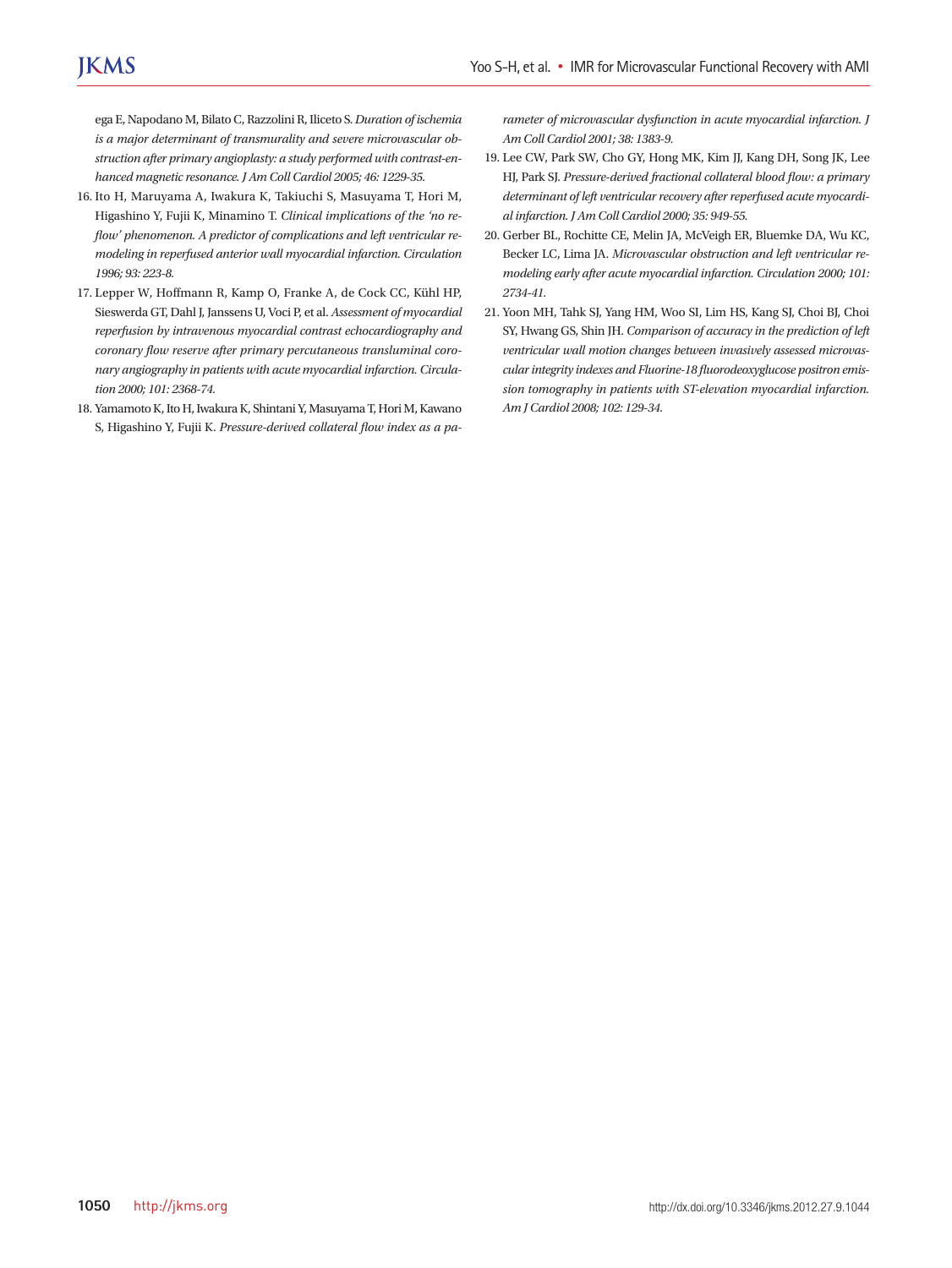ega E, Napodano M, Bilato C, Razzolini R, Iliceto S. *Duration of ischemia is a major determinant of transmurality and severe microvascular obstruction after primary angioplasty: a study performed with contrast-enhanced magnetic resonance. J Am Coll Cardiol 2005; 46: 1229-35.*

16. Ito H, Maruyama A, Iwakura K, Takiuchi S, Masuyama T, Hori M, Higashino Y, Fujii K, Minamino T. *Clinical implications of the 'no reflow' phenomenon. A predictor of complications and left ventricular remodeling in reperfused anterior wall myocardial infarction. Circulation 1996; 93: 223-8.*
17. Lepper W, Hoffmann R, Kamp O, Franke A, de Cock CC, Kühl HP, Sieswerda GT, Dahl J, Janssens U, Voci P, et al. *Assessment of myocardial reperfusion by intravenous myocardial contrast echocardiography and coronary flow reserve after primary percutaneous transluminal coronary angiography in patients with acute myocardial infarction. Circulation 2000; 101: 2368-74.*
18. Yamamoto K, Ito H, Iwakura K, Shintani Y, Masuyama T, Hori M, Kawano S, Higashino Y, Fujii K. *Pressure-derived collateral flow index as a parameter of microvascular dysfunction in acute myocardial infarction. J Am Coll Cardiol 2001; 38: 1383-9.*
19. Lee CW, Park SW, Cho GY, Hong MK, Kim JJ, Kang DH, Song JK, Lee HJ, Park SJ. *Pressure-derived fractional collateral blood flow: a primary determinant of left ventricular recovery after reperfused acute myocardial infarction. J Am Coll Cardiol 2000; 35: 949-55.*
20. Gerber BL, Rochitte CE, Melin JA, McVeigh ER, Bluemke DA, Wu KC, Becker LC, Lima JA. *Microvascular obstruction and left ventricular remodeling early after acute myocardial infarction. Circulation 2000; 101: 2734-41.*
21. Yoon MH, Tahk SJ, Yang HM, Woo SI, Lim HS, Kang SJ, Choi BJ, Choi SY, Hwang GS, Shin JH. *Comparison of accuracy in the prediction of left ventricular wall motion changes between invasively assessed microvascular integrity indexes and Fluorine-18 fluorodeoxyglucose positron emission tomography in patients with ST-elevation myocardial infarction. Am J Cardiol 2008; 102: 129-34.*